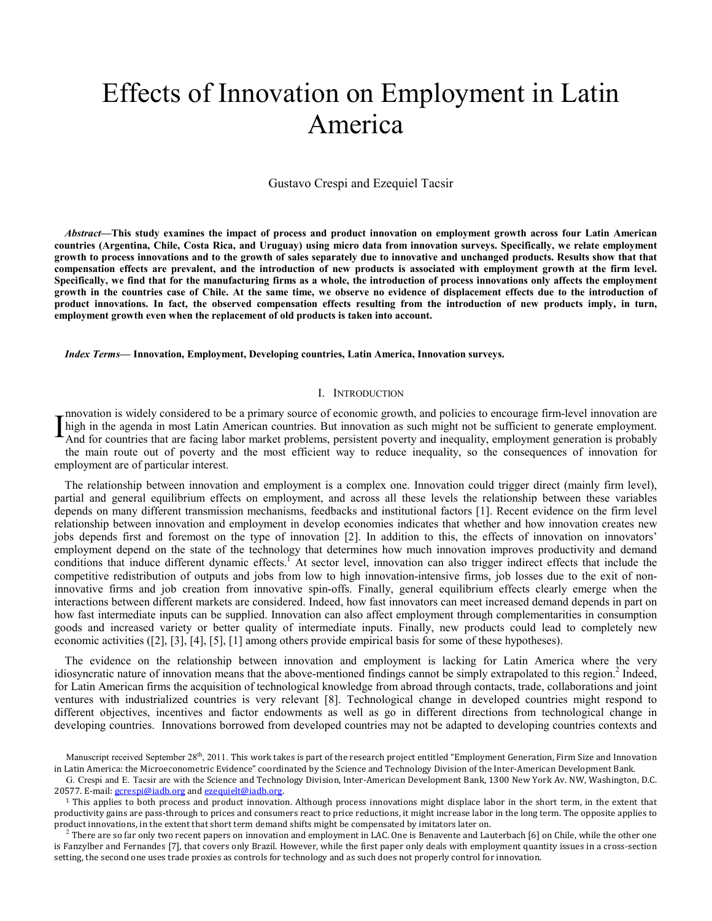# Effects of Innovation on Employment in Latin America

Gustavo Crespi and Ezequiel Tacsir

***Abstract*—This study examines the impact of process and product innovation on employment growth across four Latin American countries (Argentina, Chile, Costa Rica, and Uruguay) using micro data from innovation surveys. Specifically, we relate employment growth to process innovations and to the growth of sales separately due to innovative and unchanged products. Results show that that compensation effects are prevalent, and the introduction of new products is associated with employment growth at the firm level. Specifically, we find that for the manufacturing firms as a whole, the introduction of process innovations only affects the employment growth in the countries case of Chile. At the same time, we observe no evidence of displacement effects due to the introduction of product innovations. In fact, the observed compensation effects resulting from the introduction of new products imply, in turn, employment growth even when the replacement of old products is taken into account.**

***Index Terms*— Innovation, Employment, Developing countries, Latin America, Innovation surveys.**

## I. Introduction

Innovation is widely considered to be a primary source of economic growth, and policies to encourage firm-level innovation are high in the agenda in most Latin American countries. But innovation as such might not be sufficient to generate employment. And for countries that are facing labor market problems, persistent poverty and inequality, employment generation is probably the main route out of poverty and the most efficient way to reduce inequality, so the consequences of innovation for employment are of particular interest.

The relationship between innovation and employment is a complex one. Innovation could trigger direct (mainly firm level), partial and general equilibrium effects on employment, and across all these levels the relationship between these variables depends on many different transmission mechanisms, feedbacks and institutional factors [1]. Recent evidence on the firm level relationship between innovation and employment in develop economies indicates that whether and how innovation creates new jobs depends first and foremost on the type of innovation [2]. In addition to this, the effects of innovation on innovators' employment depend on the state of the technology that determines how much innovation improves productivity and demand conditions that induce different dynamic effects.[1] At sector level, innovation can also trigger indirect effects that include the competitive redistribution of outputs and jobs from low to high innovation-intensive firms, job losses due to the exit of non-innovative firms and job creation from innovative spin-offs. Finally, general equilibrium effects clearly emerge when the interactions between different markets are considered. Indeed, how fast innovators can meet increased demand depends in part on how fast intermediate inputs can be supplied. Innovation can also affect employment through complementarities in consumption goods and increased variety or better quality of intermediate inputs. Finally, new products could lead to completely new economic activities ([2], [3], [4], [5], [1] among others provide empirical basis for some of these hypotheses).

The evidence on the relationship between innovation and employment is lacking for Latin America where the very idiosyncratic nature of innovation means that the above-mentioned findings cannot be simply extrapolated to this region.[2] Indeed, for Latin American firms the acquisition of technological knowledge from abroad through contacts, trade, collaborations and joint ventures with industrialized countries is very relevant [8]. Technological change in developed countries might respond to different objectives, incentives and factor endowments as well as go in different directions from technological change in developing countries. Innovations borrowed from developed countries may not be adapted to developing countries contexts and

Manuscript received September 28th, 2011. This work takes is part of the research project entitled "Employment Generation, Firm Size and Innovation in Latin America: the Microeconometric Evidence" coordinated by the Science and Technology Division of the Inter-American Development Bank.

G. Crespi and E. Tacsir are with the Science and Technology Division, Inter-American Development Bank, 1300 New York Av. NW, Washington, D.C. 20577. E-mail: gcrespi@iadb.org and ezequielt@iadb.org.

[1] This applies to both process and product innovation. Although process innovations might displace labor in the short term, in the extent that productivity gains are pass-through to prices and consumers react to price reductions, it might increase labor in the long term. The opposite applies to product innovations, in the extent that short term demand shifts might be compensated by imitators later on.

[2] There are so far only two recent papers on innovation and employment in LAC. One is Benavente and Lauterbach [6] on Chile, while the other one is Fanzylber and Fernandes [7], that covers only Brazil. However, while the first paper only deals with employment quantity issues in a cross-section setting, the second one uses trade proxies as controls for technology and as such does not properly control for innovation.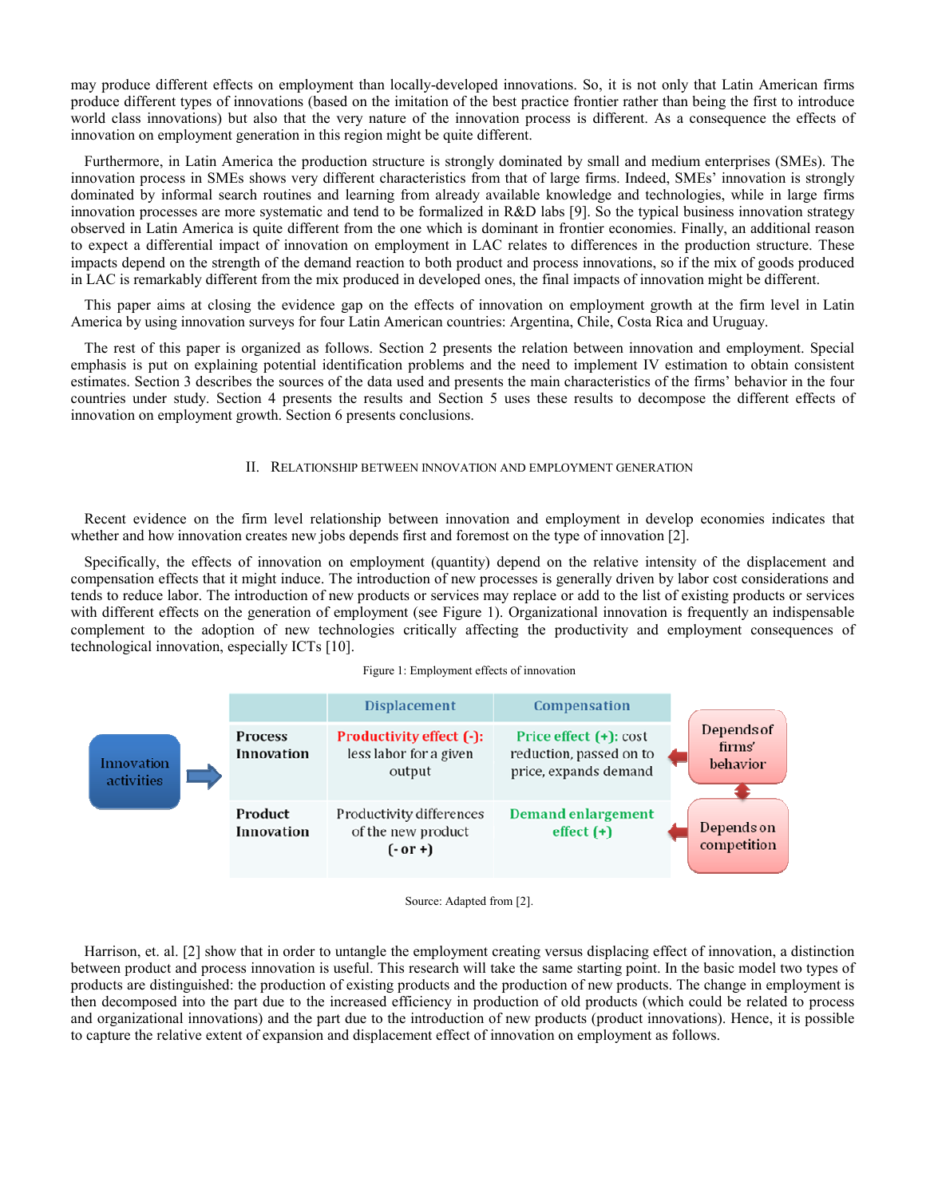may produce different effects on employment than locally-developed innovations. So, it is not only that Latin American firms produce different types of innovations (based on the imitation of the best practice frontier rather than being the first to introduce world class innovations) but also that the very nature of the innovation process is different. As a consequence the effects of innovation on employment generation in this region might be quite different.

Furthermore, in Latin America the production structure is strongly dominated by small and medium enterprises (SMEs). The innovation process in SMEs shows very different characteristics from that of large firms. Indeed, SMEs' innovation is strongly dominated by informal search routines and learning from already available knowledge and technologies, while in large firms innovation processes are more systematic and tend to be formalized in R&D labs [9]. So the typical business innovation strategy observed in Latin America is quite different from the one which is dominant in frontier economies. Finally, an additional reason to expect a differential impact of innovation on employment in LAC relates to differences in the production structure. These impacts depend on the strength of the demand reaction to both product and process innovations, so if the mix of goods produced in LAC is remarkably different from the mix produced in developed ones, the final impacts of innovation might be different.

This paper aims at closing the evidence gap on the effects of innovation on employment growth at the firm level in Latin America by using innovation surveys for four Latin American countries: Argentina, Chile, Costa Rica and Uruguay.

The rest of this paper is organized as follows. Section 2 presents the relation between innovation and employment. Special emphasis is put on explaining potential identification problems and the need to implement IV estimation to obtain consistent estimates. Section 3 describes the sources of the data used and presents the main characteristics of the firms' behavior in the four countries under study. Section 4 presents the results and Section 5 uses these results to decompose the different effects of innovation on employment growth. Section 6 presents conclusions.

## II. Relationship between innovation and employment generation

Recent evidence on the firm level relationship between innovation and employment in develop economies indicates that whether and how innovation creates new jobs depends first and foremost on the type of innovation [2].

Specifically, the effects of innovation on employment (quantity) depend on the relative intensity of the displacement and compensation effects that it might induce. The introduction of new processes is generally driven by labor cost considerations and tends to reduce labor. The introduction of new products or services may replace or add to the list of existing products or services with different effects on the generation of employment (see Figure 1). Organizational innovation is frequently an indispensable complement to the adoption of new technologies critically affecting the productivity and employment consequences of technological innovation, especially ICTs [10].

Figure 1: Employment effects of innovation

| Innovation activities | Displacement | Compensation | |
|---|---|---|---|
| **Process Innovation** | **Productivity effect (-):** less labor for a given output | **Price effect (+):** cost reduction, passed on to price, expands demand | Depends of firms' behavior |
| **Product Innovation** | Productivity differences of the new product (- or +) | **Demand enlargement effect (+)** | Depends on competition |

Source: Adapted from [2].

Harrison, et. al. [2] show that in order to untangle the employment creating versus displacing effect of innovation, a distinction between product and process innovation is useful. This research will take the same starting point. In the basic model two types of products are distinguished: the production of existing products and the production of new products. The change in employment is then decomposed into the part due to the increased efficiency in production of old products (which could be related to process and organizational innovations) and the part due to the introduction of new products (product innovations). Hence, it is possible to capture the relative extent of expansion and displacement effect of innovation on employment as follows.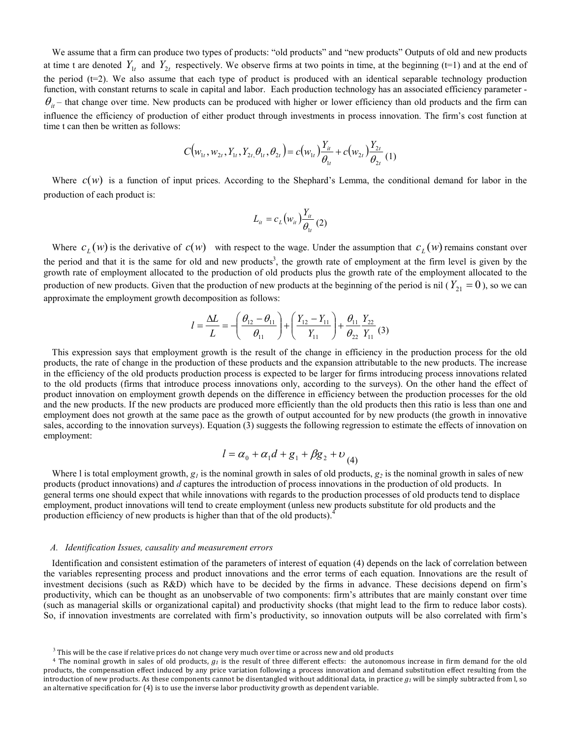We assume that a firm can produce two types of products: "old products" and "new products" Outputs of old and new products at time t are denoted $Y_{1t}$ and $Y_{2t}$ respectively. We observe firms at two points in time, at the beginning (t=1) and at the end of the period (t=2). We also assume that each type of product is produced with an identical separable technology production function, with constant returns to scale in capital and labor. Each production technology has an associated efficiency parameter - $\theta_{it}$ – that change over time. New products can be produced with higher or lower efficiency than old products and the firm can influence the efficiency of production of either product through investments in process innovation. The firm's cost function at time t can then be written as follows:

$$C(w_{1t}, w_{2t}, Y_{1t}, Y_{2t}, \theta_{1t}, \theta_{2t}) = c(w_{1t})\frac{Y_{it}}{\theta_{1t}} + c(w_{2t})\frac{Y_{2t}}{\theta_{2t}} \quad (1)$$

Where $c(w)$ is a function of input prices. According to the Shephard's Lemma, the conditional demand for labor in the production of each product is:

$$L_{it} = c_L(w_{it})\frac{Y_{it}}{\theta_{1t}} \quad (2)$$

Where $c_L(w)$ is the derivative of $c(w)$ with respect to the wage. Under the assumption that $c_L(w)$ remains constant over the period and that it is the same for old and new products[3], the growth rate of employment at the firm level is given by the growth rate of employment allocated to the production of old products plus the growth rate of the employment allocated to the production of new products. Given that the production of new products at the beginning of the period is nil ($Y_{21} = 0$), so we can approximate the employment growth decomposition as follows:

$$l = \frac{\Delta L}{L} = -\left(\frac{\theta_{12} - \theta_{11}}{\theta_{11}}\right) + \left(\frac{Y_{12} - Y_{11}}{Y_{11}}\right) + \frac{\theta_{11}}{\theta_{22}}\frac{Y_{22}}{Y_{11}} \quad (3)$$

This expression says that employment growth is the result of the change in efficiency in the production process for the old products, the rate of change in the production of these products and the expansion attributable to the new products. The increase in the efficiency of the old products production process is expected to be larger for firms introducing process innovations related to the old products (firms that introduce process innovations only, according to the surveys). On the other hand the effect of product innovation on employment growth depends on the difference in efficiency between the production processes for the old and the new products. If the new products are produced more efficiently than the old products then this ratio is less than one and employment does not growth at the same pace as the growth of output accounted for by new products (the growth in innovative sales, according to the innovation surveys). Equation (3) suggests the following regression to estimate the effects of innovation on employment:

$$l = \alpha_0 + \alpha_1 d + g_1 + \beta g_2 + \upsilon \quad (4)$$

Where l is total employment growth, $g_1$ is the nominal growth in sales of old products, $g_2$ is the nominal growth in sales of new products (product innovations) and $d$ captures the introduction of process innovations in the production of old products. In general terms one should expect that while innovations with regards to the production processes of old products tend to displace employment, product innovations will tend to create employment (unless new products substitute for old products and the production efficiency of new products is higher than that of the old products).[4]

### *A. Identification Issues, causality and measurement errors*

Identification and consistent estimation of the parameters of interest of equation (4) depends on the lack of correlation between the variables representing process and product innovations and the error terms of each equation. Innovations are the result of investment decisions (such as R&D) which have to be decided by the firms in advance. These decisions depend on firm's productivity, which can be thought as an unobservable of two components: firm's attributes that are mainly constant over time (such as managerial skills or organizational capital) and productivity shocks (that might lead to the firm to reduce labor costs). So, if innovation investments are correlated with firm's productivity, so innovation outputs will be also correlated with firm's

[3] This will be the case if relative prices do not change very much over time or across new and old products

[4] The nominal growth in sales of old products, $g_1$ is the result of three different effects: the autonomous increase in firm demand for the old products, the compensation effect induced by any price variation following a process innovation and demand substitution effect resulting from the introduction of new products. As these components cannot be disentangled without additional data, in practice $g_1$ will be simply subtracted from l, so an alternative specification for (4) is to use the inverse labor productivity growth as dependent variable.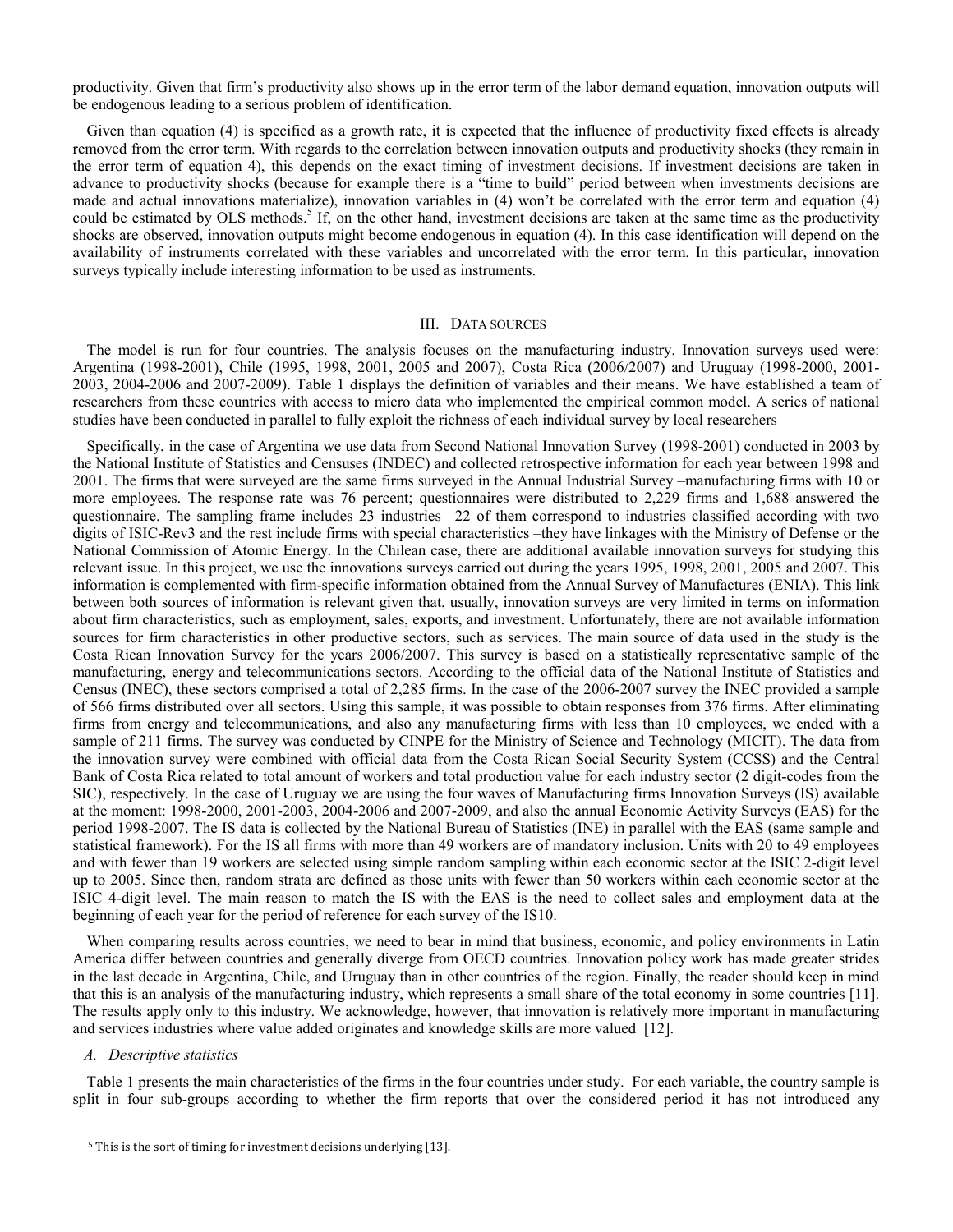productivity. Given that firm's productivity also shows up in the error term of the labor demand equation, innovation outputs will be endogenous leading to a serious problem of identification.

Given than equation (4) is specified as a growth rate, it is expected that the influence of productivity fixed effects is already removed from the error term. With regards to the correlation between innovation outputs and productivity shocks (they remain in the error term of equation 4), this depends on the exact timing of investment decisions. If investment decisions are taken in advance to productivity shocks (because for example there is a "time to build" period between when investments decisions are made and actual innovations materialize), innovation variables in (4) won't be correlated with the error term and equation (4) could be estimated by OLS methods.[5] If, on the other hand, investment decisions are taken at the same time as the productivity shocks are observed, innovation outputs might become endogenous in equation (4). In this case identification will depend on the availability of instruments correlated with these variables and uncorrelated with the error term. In this particular, innovation surveys typically include interesting information to be used as instruments.

## III. Data sources

The model is run for four countries. The analysis focuses on the manufacturing industry. Innovation surveys used were: Argentina (1998-2001), Chile (1995, 1998, 2001, 2005 and 2007), Costa Rica (2006/2007) and Uruguay (1998-2000, 2001-2003, 2004-2006 and 2007-2009). Table 1 displays the definition of variables and their means. We have established a team of researchers from these countries with access to micro data who implemented the empirical common model. A series of national studies have been conducted in parallel to fully exploit the richness of each individual survey by local researchers

Specifically, in the case of Argentina we use data from Second National Innovation Survey (1998-2001) conducted in 2003 by the National Institute of Statistics and Censuses (INDEC) and collected retrospective information for each year between 1998 and 2001. The firms that were surveyed are the same firms surveyed in the Annual Industrial Survey –manufacturing firms with 10 or more employees. The response rate was 76 percent; questionnaires were distributed to 2,229 firms and 1,688 answered the questionnaire. The sampling frame includes 23 industries –22 of them correspond to industries classified according with two digits of ISIC-Rev3 and the rest include firms with special characteristics –they have linkages with the Ministry of Defense or the National Commission of Atomic Energy. In the Chilean case, there are additional available innovation surveys for studying this relevant issue. In this project, we use the innovations surveys carried out during the years 1995, 1998, 2001, 2005 and 2007. This information is complemented with firm-specific information obtained from the Annual Survey of Manufactures (ENIA). This link between both sources of information is relevant given that, usually, innovation surveys are very limited in terms on information about firm characteristics, such as employment, sales, exports, and investment. Unfortunately, there are not available information sources for firm characteristics in other productive sectors, such as services. The main source of data used in the study is the Costa Rican Innovation Survey for the years 2006/2007. This survey is based on a statistically representative sample of the manufacturing, energy and telecommunications sectors. According to the official data of the National Institute of Statistics and Census (INEC), these sectors comprised a total of 2,285 firms. In the case of the 2006-2007 survey the INEC provided a sample of 566 firms distributed over all sectors. Using this sample, it was possible to obtain responses from 376 firms. After eliminating firms from energy and telecommunications, and also any manufacturing firms with less than 10 employees, we ended with a sample of 211 firms. The survey was conducted by CINPE for the Ministry of Science and Technology (MICIT). The data from the innovation survey were combined with official data from the Costa Rican Social Security System (CCSS) and the Central Bank of Costa Rica related to total amount of workers and total production value for each industry sector (2 digit-codes from the SIC), respectively. In the case of Uruguay we are using the four waves of Manufacturing firms Innovation Surveys (IS) available at the moment: 1998-2000, 2001-2003, 2004-2006 and 2007-2009, and also the annual Economic Activity Surveys (EAS) for the period 1998-2007. The IS data is collected by the National Bureau of Statistics (INE) in parallel with the EAS (same sample and statistical framework). For the IS all firms with more than 49 workers are of mandatory inclusion. Units with 20 to 49 employees and with fewer than 19 workers are selected using simple random sampling within each economic sector at the ISIC 2-digit level up to 2005. Since then, random strata are defined as those units with fewer than 50 workers within each economic sector at the ISIC 4-digit level. The main reason to match the IS with the EAS is the need to collect sales and employment data at the beginning of each year for the period of reference for each survey of the IS10.

When comparing results across countries, we need to bear in mind that business, economic, and policy environments in Latin America differ between countries and generally diverge from OECD countries. Innovation policy work has made greater strides in the last decade in Argentina, Chile, and Uruguay than in other countries of the region. Finally, the reader should keep in mind that this is an analysis of the manufacturing industry, which represents a small share of the total economy in some countries [11]. The results apply only to this industry. We acknowledge, however, that innovation is relatively more important in manufacturing and services industries where value added originates and knowledge skills are more valued [12].

### *A. Descriptive statistics*

Table 1 presents the main characteristics of the firms in the four countries under study. For each variable, the country sample is split in four sub-groups according to whether the firm reports that over the considered period it has not introduced any

[5] This is the sort of timing for investment decisions underlying [13].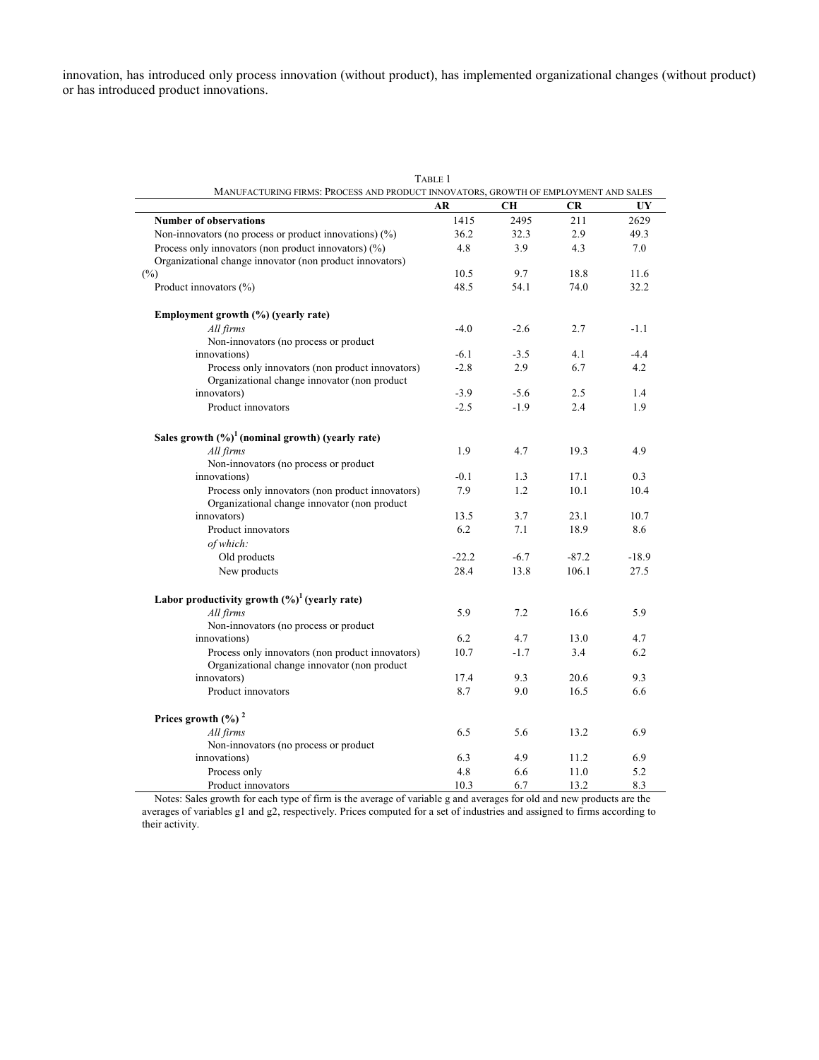innovation, has introduced only process innovation (without product), has implemented organizational changes (without product) or has introduced product innovations.

TABLE 1

MANUFACTURING FIRMS: PROCESS AND PRODUCT INNOVATORS, GROWTH OF EMPLOYMENT AND SALES

| | AR | CH | CR | UY |
|---|---|---|---|---|
| **Number of observations** | 1415 | 2495 | 211 | 2629 |
| Non-innovators (no process or product innovations) (%) | 36.2 | 32.3 | 2.9 | 49.3 |
| Process only innovators (non product innovators) (%) | 4.8 | 3.9 | 4.3 | 7.0 |
| Organizational change innovator (non product innovators) (%) | 10.5 | 9.7 | 18.8 | 11.6 |
| Product innovators (%) | 48.5 | 54.1 | 74.0 | 32.2 |
| **Employment growth (%) (yearly rate)** | | | | |
| *All firms* | -4.0 | -2.6 | 2.7 | -1.1 |
| Non-innovators (no process or product innovations) | -6.1 | -3.5 | 4.1 | -4.4 |
| Process only innovators (non product innovators) | -2.8 | 2.9 | 6.7 | 4.2 |
| Organizational change innovator (non product innovators) | -3.9 | -5.6 | 2.5 | 1.4 |
| Product innovators | -2.5 | -1.9 | 2.4 | 1.9 |
| **Sales growth (%)[1] (nominal growth) (yearly rate)** | | | | |
| *All firms* | 1.9 | 4.7 | 19.3 | 4.9 |
| Non-innovators (no process or product innovations) | -0.1 | 1.3 | 17.1 | 0.3 |
| Process only innovators (non product innovators) | 7.9 | 1.2 | 10.1 | 10.4 |
| Organizational change innovator (non product innovators) | 13.5 | 3.7 | 23.1 | 10.7 |
| Product innovators | 6.2 | 7.1 | 18.9 | 8.6 |
| *of which:* | | | | |
| Old products | -22.2 | -6.7 | -87.2 | -18.9 |
| New products | 28.4 | 13.8 | 106.1 | 27.5 |
| **Labor productivity growth (%)[1] (yearly rate)** | | | | |
| *All firms* | 5.9 | 7.2 | 16.6 | 5.9 |
| Non-innovators (no process or product innovations) | 6.2 | 4.7 | 13.0 | 4.7 |
| Process only innovators (non product innovators) | 10.7 | -1.7 | 3.4 | 6.2 |
| Organizational change innovator (non product innovators) | 17.4 | 9.3 | 20.6 | 9.3 |
| Product innovators | 8.7 | 9.0 | 16.5 | 6.6 |
| **Prices growth (%) [2]** | | | | |
| *All firms* | 6.5 | 5.6 | 13.2 | 6.9 |
| Non-innovators (no process or product innovations) | 6.3 | 4.9 | 11.2 | 6.9 |
| Process only | 4.8 | 6.6 | 11.0 | 5.2 |
| Product innovators | 10.3 | 6.7 | 13.2 | 8.3 |

Notes: Sales growth for each type of firm is the average of variable g and averages for old and new products are the averages of variables g1 and g2, respectively. Prices computed for a set of industries and assigned to firms according to their activity.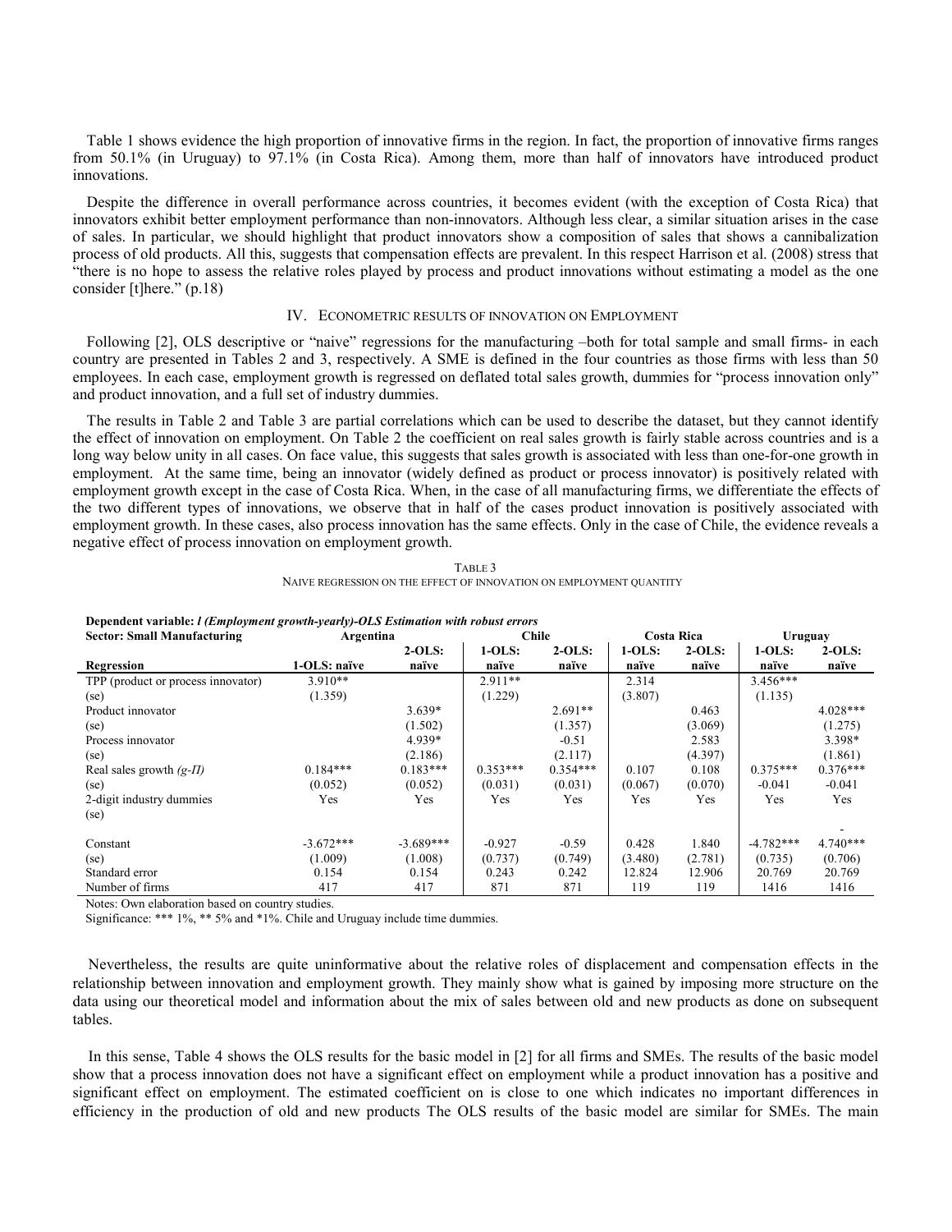Table 1 shows evidence the high proportion of innovative firms in the region. In fact, the proportion of innovative firms ranges from 50.1% (in Uruguay) to 97.1% (in Costa Rica). Among them, more than half of innovators have introduced product innovations.

Despite the difference in overall performance across countries, it becomes evident (with the exception of Costa Rica) that innovators exhibit better employment performance than non-innovators. Although less clear, a similar situation arises in the case of sales. In particular, we should highlight that product innovators show a composition of sales that shows a cannibalization process of old products. All this, suggests that compensation effects are prevalent. In this respect Harrison et al. (2008) stress that "there is no hope to assess the relative roles played by process and product innovations without estimating a model as the one consider [t]here." (p.18)

## IV. Econometric results of innovation on Employment

Following [2], OLS descriptive or "naive" regressions for the manufacturing –both for total sample and small firms- in each country are presented in Tables 2 and 3, respectively. A SME is defined in the four countries as those firms with less than 50 employees. In each case, employment growth is regressed on deflated total sales growth, dummies for "process innovation only" and product innovation, and a full set of industry dummies.

The results in Table 2 and Table 3 are partial correlations which can be used to describe the dataset, but they cannot identify the effect of innovation on employment. On Table 2 the coefficient on real sales growth is fairly stable across countries and is a long way below unity in all cases. On face value, this suggests that sales growth is associated with less than one-for-one growth in employment. At the same time, being an innovator (widely defined as product or process innovator) is positively related with employment growth except in the case of Costa Rica. When, in the case of all manufacturing firms, we differentiate the effects of the two different types of innovations, we observe that in half of the cases product innovation is positively associated with employment growth. In these cases, also process innovation has the same effects. Only in the case of Chile, the evidence reveals a negative effect of process innovation on employment growth.

TABLE 3
NAIVE REGRESSION ON THE EFFECT OF INNOVATION ON EMPLOYMENT QUANTITY

**Dependent variable: *l (Employment growth-yearly)*-OLS Estimation with robust errors**

| **Sector: Small Manufacturing** | **Argentina** | | **Chile** | | **Costa Rica** | | **Uruguay** | |
|---|---|---|---|---|---|---|---|---|
| **Regression** | **1-OLS: naïve** | **2-OLS: naïve** | **1-OLS: naïve** | **2-OLS: naïve** | **1-OLS: naïve** | **2-OLS: naïve** | **1-OLS: naïve** | **2-OLS: naïve** |
| TPP (product or process innovator) | 3.910** | | 2.911** | | 2.314 | | 3.456*** | |
| (se) | (1.359) | | (1.229) | | (3.807) | | (1.135) | |
| Product innovator | | 3.639* | | 2.691** | | 0.463 | | 4.028*** |
| (se) | | (1.502) | | (1.357) | | (3.069) | | (1.275) |
| Process innovator | | 4.939* | | -0.51 | | 2.583 | | 3.398* |
| (se) | | (2.186) | | (2.117) | | (4.397) | | (1.861) |
| Real sales growth *(g-Π)* | 0.184*** | 0.183*** | 0.353*** | 0.354*** | 0.107 | 0.108 | 0.375*** | 0.376*** |
| (se) | (0.052) | (0.052) | (0.031) | (0.031) | (0.067) | (0.070) | -0.041 | -0.041 |
| 2-digit industry dummies | Yes | Yes | Yes | Yes | Yes | Yes | Yes | Yes |
| (se) | | | | | | | | |
| Constant | -3.672*** | -3.689*** | -0.927 | -0.59 | 0.428 | 1.840 | -4.782*** | - 4.740*** |
| (se) | (1.009) | (1.008) | (0.737) | (0.749) | (3.480) | (2.781) | (0.735) | (0.706) |
| Standard error | 0.154 | 0.154 | 0.243 | 0.242 | 12.824 | 12.906 | 20.769 | 20.769 |
| Number of firms | 417 | 417 | 871 | 871 | 119 | 119 | 1416 | 1416 |

Notes: Own elaboration based on country studies.
Significance: *** 1%, ** 5% and *1%. Chile and Uruguay include time dummies.

Nevertheless, the results are quite uninformative about the relative roles of displacement and compensation effects in the relationship between innovation and employment growth. They mainly show what is gained by imposing more structure on the data using our theoretical model and information about the mix of sales between old and new products as done on subsequent tables.

In this sense, Table 4 shows the OLS results for the basic model in [2] for all firms and SMEs. The results of the basic model show that a process innovation does not have a significant effect on employment while a product innovation has a positive and significant effect on employment. The estimated coefficient on is close to one which indicates no important differences in efficiency in the production of old and new products The OLS results of the basic model are similar for SMEs. The main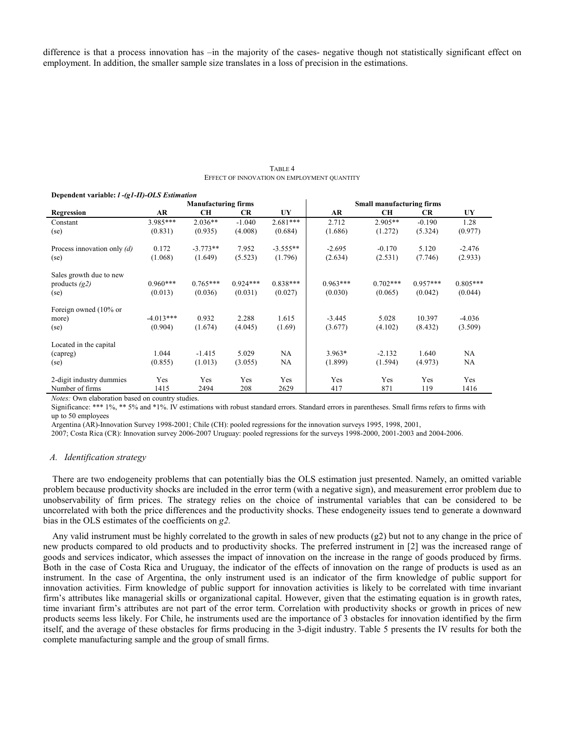difference is that a process innovation has –in the majority of the cases- negative though not statistically significant effect on employment. In addition, the smaller sample size translates in a loss of precision in the estimations.

TABLE 4
EFFECT OF INNOVATION ON EMPLOYMENT QUANTITY

**Dependent variable: *l -(g1-Π)-OLS Estimation***

| | Manufacturing firms | | | | Small manufacturing firms | | | |
|---|---|---|---|---|---|---|---|---|
| **Regression** | **AR** | **CH** | **CR** | **UY** | **AR** | **CH** | **CR** | **UY** |
| Constant | 3.985*** | 2.036** | -1.040 | 2.681*** | 2.712 | 2.905** | -0.190 | 1.28 |
| (se) | (0.831) | (0.935) | (4.008) | (0.684) | (1.686) | (1.272) | (5.324) | (0.977) |
| Process innovation only *(d)* | 0.172 | -3.773** | 7.952 | -3.555** | -2.695 | -0.170 | 5.120 | -2.476 |
| (se) | (1.068) | (1.649) | (5.523) | (1.796) | (2.634) | (2.531) | (7.746) | (2.933) |
| Sales growth due to new products *(g2)* | 0.960*** | 0.765*** | 0.924*** | 0.838*** | 0.963*** | 0.702*** | 0.957*** | 0.805*** |
| (se) | (0.013) | (0.036) | (0.031) | (0.027) | (0.030) | (0.065) | (0.042) | (0.044) |
| Foreign owned (10% or more) | -4.013*** | 0.932 | 2.288 | 1.615 | -3.445 | 5.028 | 10.397 | -4.036 |
| (se) | (0.904) | (1.674) | (4.045) | (1.69) | (3.677) | (4.102) | (8.432) | (3.509) |
| Located in the capital (capreg) | 1.044 | -1.415 | 5.029 | NA | 3.963* | -2.132 | 1.640 | NA |
| (se) | (0.855) | (1.013) | (3.055) | NA | (1.899) | (1.594) | (4.973) | NA |
| 2-digit industry dummies | Yes | Yes | Yes | Yes | Yes | Yes | Yes | Yes |
| Number of firms | 1415 | 2494 | 208 | 2629 | 417 | 871 | 119 | 1416 |

*Notes:* Own elaboration based on country studies.
Significance: *** 1%, ** 5% and *1%. IV estimations with robust standard errors. Standard errors in parentheses. Small firms refers to firms with up to 50 employees
Argentina (AR)-Innovation Survey 1998-2001; Chile (CH): pooled regressions for the innovation surveys 1995, 1998, 2001, 2007; Costa Rica (CR): Innovation survey 2006-2007 Uruguay: pooled regressions for the surveys 1998-2000, 2001-2003 and 2004-2006.

### *A. Identification strategy*

There are two endogeneity problems that can potentially bias the OLS estimation just presented. Namely, an omitted variable problem because productivity shocks are included in the error term (with a negative sign), and measurement error problem due to unobservability of firm prices. The strategy relies on the choice of instrumental variables that can be considered to be uncorrelated with both the price differences and the productivity shocks. These endogeneity issues tend to generate a downward bias in the OLS estimates of the coefficients on *g2.*

Any valid instrument must be highly correlated to the growth in sales of new products (g2) but not to any change in the price of new products compared to old products and to productivity shocks. The preferred instrument in [2] was the increased range of goods and services indicator, which assesses the impact of innovation on the increase in the range of goods produced by firms. Both in the case of Costa Rica and Uruguay, the indicator of the effects of innovation on the range of products is used as an instrument. In the case of Argentina, the only instrument used is an indicator of the firm knowledge of public support for innovation activities. Firm knowledge of public support for innovation activities is likely to be correlated with time invariant firm's attributes like managerial skills or organizational capital. However, given that the estimating equation is in growth rates, time invariant firm's attributes are not part of the error term. Correlation with productivity shocks or growth in prices of new products seems less likely. For Chile, he instruments used are the importance of 3 obstacles for innovation identified by the firm itself, and the average of these obstacles for firms producing in the 3-digit industry. Table 5 presents the IV results for both the complete manufacturing sample and the group of small firms.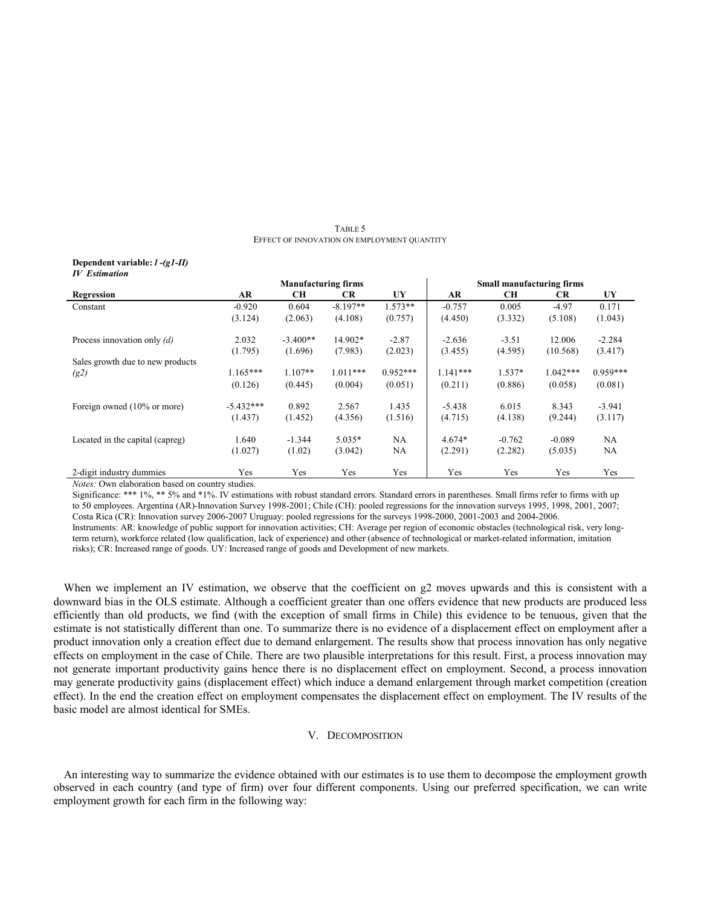TABLE 5
EFFECT OF INNOVATION ON EMPLOYMENT QUANTITY

**Dependent variable:** ***l*** **-*(g1-II)***
***IV Estimation***

| | Manufacturing firms | | | | Small manufacturing firms | | | |
|---|---|---|---|---|---|---|---|---|
| **Regression** | **AR** | **CH** | **CR** | **UY** | **AR** | **CH** | **CR** | **UY** |
| Constant | -0.920 | 0.604 | -8.197** | 1.573** | -0.757 | 0.005 | -4.97 | 0.171 |
| | (3.124) | (2.063) | (4.108) | (0.757) | (4.450) | (3.332) | (5.108) | (1.043) |
| Process innovation only *(d)* | 2.032 | -3.400** | 14.902* | -2.87 | -2.636 | -3.51 | 12.006 | -2.284 |
| | (1.795) | (1.696) | (7.983) | (2.023) | (3.455) | (4.595) | (10.568) | (3.417) |
| Sales growth due to new products *(g2)* | 1.165*** | 1.107** | 1.011*** | 0.952*** | 1.141*** | 1.537* | 1.042*** | 0.959*** |
| | (0.126) | (0.445) | (0.004) | (0.051) | (0.211) | (0.886) | (0.058) | (0.081) |
| Foreign owned (10% or more) | -5.432*** | 0.892 | 2.567 | 1.435 | -5.438 | 6.015 | 8.343 | -3.941 |
| | (1.437) | (1.452) | (4.356) | (1.516) | (4.715) | (4.138) | (9.244) | (3.117) |
| Located in the capital (capreg) | 1.640 | -1.344 | 5.035* | NA | 4.674* | -0.762 | -0.089 | NA |
| | (1.027) | (1.02) | (3.042) | NA | (2.291) | (2.282) | (5.035) | NA |
| 2-digit industry dummies | Yes | Yes | Yes | Yes | Yes | Yes | Yes | Yes |

*Notes:* Own elaboration based on country studies.

Significance: *** 1%, ** 5% and *1%. IV estimations with robust standard errors. Standard errors in parentheses. Small firms refer to firms with up to 50 employees. Argentina (AR)-Innovation Survey 1998-2001; Chile (CH): pooled regressions for the innovation surveys 1995, 1998, 2001, 2007; Costa Rica (CR): Innovation survey 2006-2007 Uruguay: pooled regressions for the surveys 1998-2000, 2001-2003 and 2004-2006.

Instruments: AR: knowledge of public support for innovation activities; CH: Average per region of economic obstacles (technological risk, very long-term return), workforce related (low qualification, lack of experience) and other (absence of technological or market-related information, imitation risks); CR: Increased range of goods. UY: Increased range of goods and Development of new markets.

When we implement an IV estimation, we observe that the coefficient on g2 moves upwards and this is consistent with a downward bias in the OLS estimate. Although a coefficient greater than one offers evidence that new products are produced less efficiently than old products, we find (with the exception of small firms in Chile) this evidence to be tenuous, given that the estimate is not statistically different than one. To summarize there is no evidence of a displacement effect on employment after a product innovation only a creation effect due to demand enlargement. The results show that process innovation has only negative effects on employment in the case of Chile. There are two plausible interpretations for this result. First, a process innovation may not generate important productivity gains hence there is no displacement effect on employment. Second, a process innovation may generate productivity gains (displacement effect) which induce a demand enlargement through market competition (creation effect). In the end the creation effect on employment compensates the displacement effect on employment. The IV results of the basic model are almost identical for SMEs.

## V. DECOMPOSITION

An interesting way to summarize the evidence obtained with our estimates is to use them to decompose the employment growth observed in each country (and type of firm) over four different components. Using our preferred specification, we can write employment growth for each firm in the following way: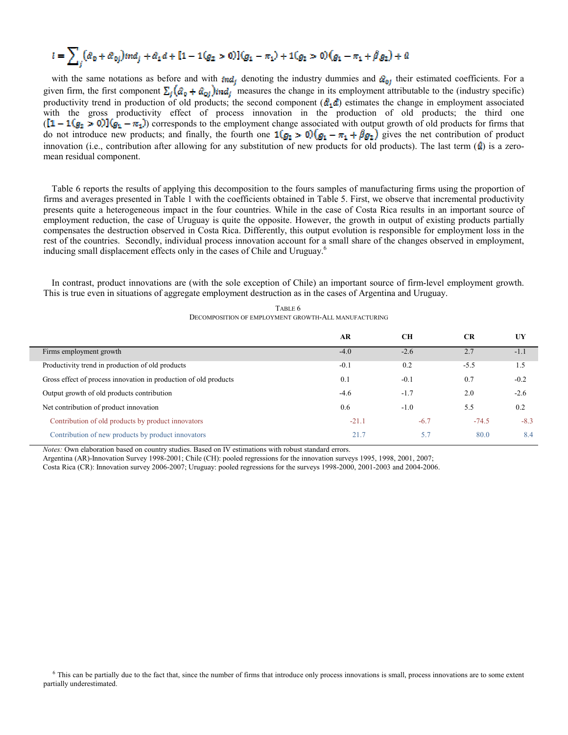$$l = \sum_j (\hat{\alpha}_0 + \hat{\alpha}_{0j}) ind_j + \hat{\alpha}_1 d + [1 - 1(g_2 > 0)](g_1 - \pi_1) + 1(g_2 > 0)(g_1 - \pi_1 + \hat{\beta} g_2) + \hat{u}$$

with the same notations as before and with $ind_j$ denoting the industry dummies and $\hat{\alpha}_{0j}$ their estimated coefficients. For a given firm, the first component $\sum_j (\hat{\alpha}_0 + \hat{\alpha}_{0j}) ind_j$ measures the change in its employment attributable to the (industry specific) productivity trend in production of old products; the second component ($\hat{\alpha}_1 d$) estimates the change in employment associated with the gross productivity effect of process innovation in the production of old products; the third one ($[1 - 1(g_2 > 0)](g_1 - \pi_1)$) corresponds to the employment change associated with output growth of old products for firms that do not introduce new products; and finally, the fourth one $1(g_2 > 0)(g_1 - \pi_1 + \hat{\beta} g_2)$ gives the net contribution of product innovation (i.e., contribution after allowing for any substitution of new products for old products). The last term ($\hat{u}$) is a zero-mean residual component.

Table 6 reports the results of applying this decomposition to the fours samples of manufacturing firms using the proportion of firms and averages presented in Table 1 with the coefficients obtained in Table 5. First, we observe that incremental productivity presents quite a heterogeneous impact in the four countries. While in the case of Costa Rica results in an important source of employment reduction, the case of Uruguay is quite the opposite. However, the growth in output of existing products partially compensates the destruction observed in Costa Rica. Differently, this output evolution is responsible for employment loss in the rest of the countries. Secondly, individual process innovation account for a small share of the changes observed in employment, inducing small displacement effects only in the cases of Chile and Uruguay.[6]

In contrast, product innovations are (with the sole exception of Chile) an important source of firm-level employment growth. This is true even in situations of aggregate employment destruction as in the cases of Argentina and Uruguay.

TABLE 6
DECOMPOSITION OF EMPLOYMENT GROWTH-ALL MANUFACTURING

| | AR | CH | CR | UY |
|---|---|---|---|---|
| Firms employment growth | -4.0 | -2.6 | 2.7 | -1.1 |
| Productivity trend in production of old products | -0.1 | 0.2 | -5.5 | 1.5 |
| Gross effect of process innovation in production of old products | 0.1 | -0.1 | 0.7 | -0.2 |
| Output growth of old products contribution | -4.6 | -1.7 | 2.0 | -2.6 |
| Net contribution of product innovation | 0.6 | -1.0 | 5.5 | 0.2 |
| Contribution of old products by product innovators | -21.1 | -6.7 | -74.5 | -8.3 |
| Contribution of new products by product innovators | 21.7 | 5.7 | 80.0 | 8.4 |

*Notes:* Own elaboration based on country studies. Based on IV estimations with robust standard errors.
Argentina (AR)-Innovation Survey 1998-2001; Chile (CH): pooled regressions for the innovation surveys 1995, 1998, 2001, 2007;
Costa Rica (CR): Innovation survey 2006-2007; Uruguay: pooled regressions for the surveys 1998-2000, 2001-2003 and 2004-2006.

[6] This can be partially due to the fact that, since the number of firms that introduce only process innovations is small, process innovations are to some extent partially underestimated.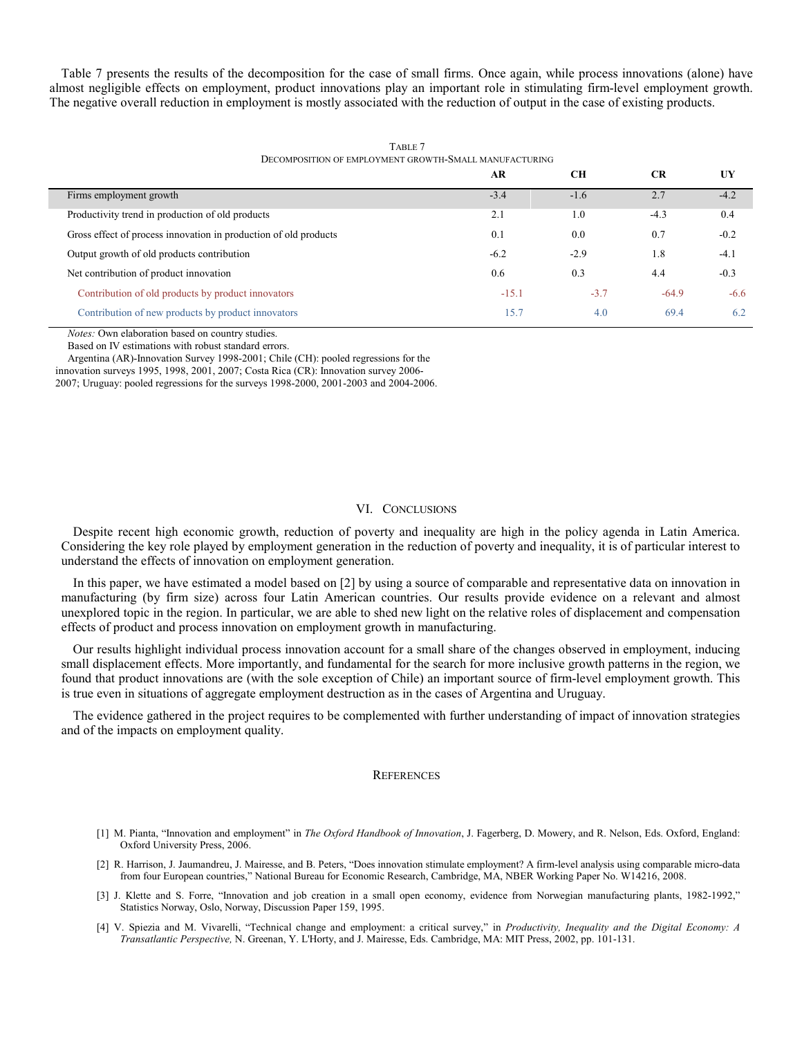Table 7 presents the results of the decomposition for the case of small firms. Once again, while process innovations (alone) have almost negligible effects on employment, product innovations play an important role in stimulating firm-level employment growth. The negative overall reduction in employment is mostly associated with the reduction of output in the case of existing products.

TABLE 7
DECOMPOSITION OF EMPLOYMENT GROWTH-SMALL MANUFACTURING

| | AR | CH | CR | UY |
|---|---|---|---|---|
| Firms employment growth | -3.4 | -1.6 | 2.7 | -4.2 |
| Productivity trend in production of old products | 2.1 | 1.0 | -4.3 | 0.4 |
| Gross effect of process innovation in production of old products | 0.1 | 0.0 | 0.7 | -0.2 |
| Output growth of old products contribution | -6.2 | -2.9 | 1.8 | -4.1 |
| Net contribution of product innovation | 0.6 | 0.3 | 4.4 | -0.3 |
| Contribution of old products by product innovators | -15.1 | -3.7 | -64.9 | -6.6 |
| Contribution of new products by product innovators | 15.7 | 4.0 | 69.4 | 6.2 |

*Notes:* Own elaboration based on country studies.
Based on IV estimations with robust standard errors.
Argentina (AR)-Innovation Survey 1998-2001; Chile (CH): pooled regressions for the innovation surveys 1995, 1998, 2001, 2007; Costa Rica (CR): Innovation survey 2006-2007; Uruguay: pooled regressions for the surveys 1998-2000, 2001-2003 and 2004-2006.

## VI. CONCLUSIONS

Despite recent high economic growth, reduction of poverty and inequality are high in the policy agenda in Latin America. Considering the key role played by employment generation in the reduction of poverty and inequality, it is of particular interest to understand the effects of innovation on employment generation.

In this paper, we have estimated a model based on [2] by using a source of comparable and representative data on innovation in manufacturing (by firm size) across four Latin American countries. Our results provide evidence on a relevant and almost unexplored topic in the region. In particular, we are able to shed new light on the relative roles of displacement and compensation effects of product and process innovation on employment growth in manufacturing.

Our results highlight individual process innovation account for a small share of the changes observed in employment, inducing small displacement effects. More importantly, and fundamental for the search for more inclusive growth patterns in the region, we found that product innovations are (with the sole exception of Chile) an important source of firm-level employment growth. This is true even in situations of aggregate employment destruction as in the cases of Argentina and Uruguay.

The evidence gathered in the project requires to be complemented with further understanding of impact of innovation strategies and of the impacts on employment quality.

## REFERENCES

[1] M. Pianta, "Innovation and employment" in *The Oxford Handbook of Innovation*, J. Fagerberg, D. Mowery, and R. Nelson, Eds. Oxford, England: Oxford University Press, 2006.

[2] R. Harrison, J. Jaumandreu, J. Mairesse, and B. Peters, "Does innovation stimulate employment? A firm-level analysis using comparable micro-data from four European countries," National Bureau for Economic Research, Cambridge, MA, NBER Working Paper No. W14216, 2008.

[3] J. Klette and S. Forre, "Innovation and job creation in a small open economy, evidence from Norwegian manufacturing plants, 1982-1992," Statistics Norway, Oslo, Norway, Discussion Paper 159, 1995.

[4] V. Spiezia and M. Vivarelli, "Technical change and employment: a critical survey," in *Productivity, Inequality and the Digital Economy: A Transatlantic Perspective,* N. Greenan, Y. L'Horty, and J. Mairesse, Eds. Cambridge, MA: MIT Press, 2002, pp. 101-131.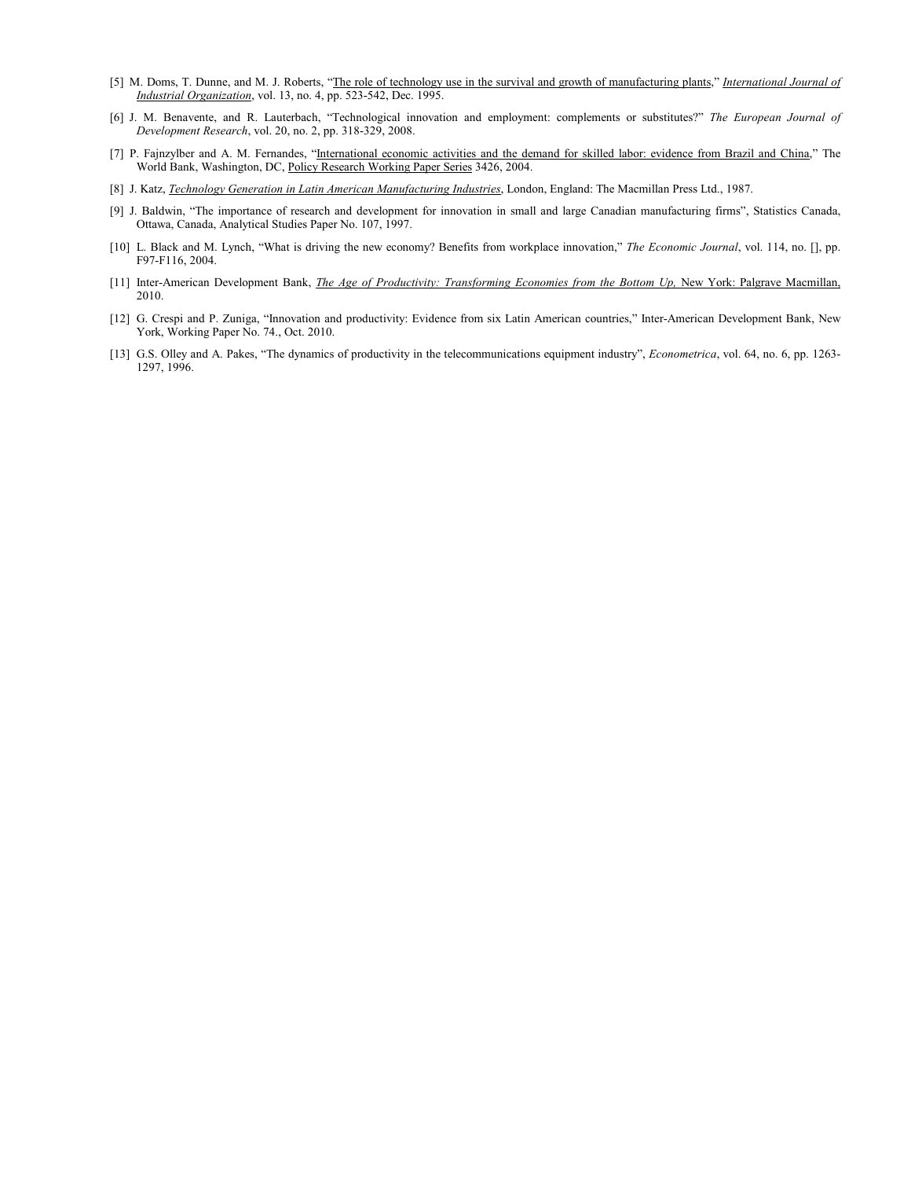[5] M. Doms, T. Dunne, and M. J. Roberts, "The role of technology use in the survival and growth of manufacturing plants," *International Journal of Industrial Organization*, vol. 13, no. 4, pp. 523-542, Dec. 1995.

[6] J. M. Benavente, and R. Lauterbach, "Technological innovation and employment: complements or substitutes?" *The European Journal of Development Research*, vol. 20, no. 2, pp. 318-329, 2008.

[7] P. Fajnzylber and A. M. Fernandes, "International economic activities and the demand for skilled labor: evidence from Brazil and China," The World Bank, Washington, DC, Policy Research Working Paper Series 3426, 2004.

[8] J. Katz, *Technology Generation in Latin American Manufacturing Industries*, London, England: The Macmillan Press Ltd., 1987.

[9] J. Baldwin, "The importance of research and development for innovation in small and large Canadian manufacturing firms", Statistics Canada, Ottawa, Canada, Analytical Studies Paper No. 107, 1997.

[10] L. Black and M. Lynch, "What is driving the new economy? Benefits from workplace innovation," *The Economic Journal*, vol. 114, no. [], pp. F97-F116, 2004.

[11] Inter-American Development Bank, *The Age of Productivity: Transforming Economies from the Bottom Up,* New York: Palgrave Macmillan, 2010.

[12] G. Crespi and P. Zuniga, "Innovation and productivity: Evidence from six Latin American countries," Inter-American Development Bank, New York, Working Paper No. 74., Oct. 2010.

[13] G.S. Olley and A. Pakes, "The dynamics of productivity in the telecommunications equipment industry", *Econometrica*, vol. 64, no. 6, pp. 1263-1297, 1996.